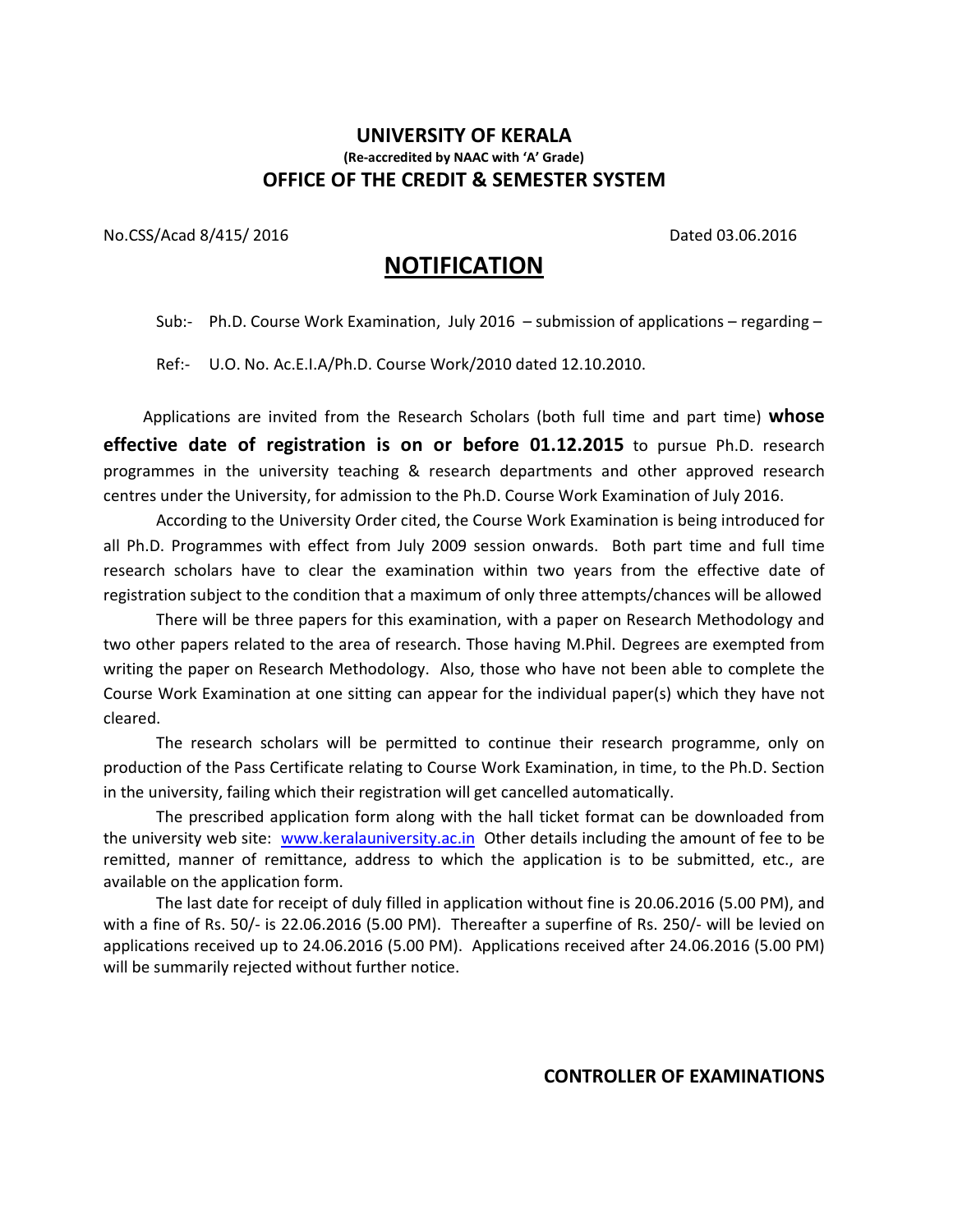# UNIVERSITY OF KERALA

**(Re-accredited by NAAC with 'A' Grade)**

## OFFICE OF THE CREDIT & SEMESTER SYSTEM

No.CSS/Acad 8/415/ 2016 Dated 03.06.2016

## NOTIFICATION

Sub:- Ph.D. Course Work Examination, July 2016 – submission of applications – regarding –

Ref:- U.O. No. Ac.E.I.A/Ph.D. Course Work/2010 dated 12.10.2010.

Applications are invited from the Research Scholars (both full time and part time) **whose effective date of registration is on or before 01.12.2015** to pursue Ph.D. research programmes in the university teaching & research departments and other approved research centres under the University, for admission to the Ph.D. Course Work Examination of July 2016.

According to the University Order cited, the Course Work Examination is being introduced for all Ph.D. Programmes with effect from July 2009 session onwards. Both part time and full time research scholars have to clear the examination within two years from the effective date of registration subject to the condition that a maximum of only three attempts/chances will be allowed

There will be three papers for this examination, with a paper on Research Methodology and two other papers related to the area of research. Those having M.Phil. Degrees are exempted from writing the paper on Research Methodology. Also, those who have not been able to complete the Course Work Examination at one sitting can appear for the individual paper(s) which they have not cleared.

The research scholars will be permitted to continue their research programme, only on production of the Pass Certificate relating to Course Work Examination, in time, to the Ph.D. Section in the university, failing which their registration will get cancelled automatically.

The prescribed application form along with the hall ticket format can be downloaded from the university web site: www.keralauniversity.ac.in Other details including the amount of fee to be remitted, manner of remittance, address to which the application is to be submitted, etc., are available on the application form.

The last date for receipt of duly filled in application without fine is 20.06.2016 (5.00 PM), and with a fine of Rs. 50/- is 22.06.2016 (5.00 PM). Thereafter a superfine of Rs. 250/- will be levied on applications received up to 24.06.2016 (5.00 PM). Applications received after 24.06.2016 (5.00 PM) will be summarily rejected without further notice.

**CONTROLLER OF EXAMINATIONS**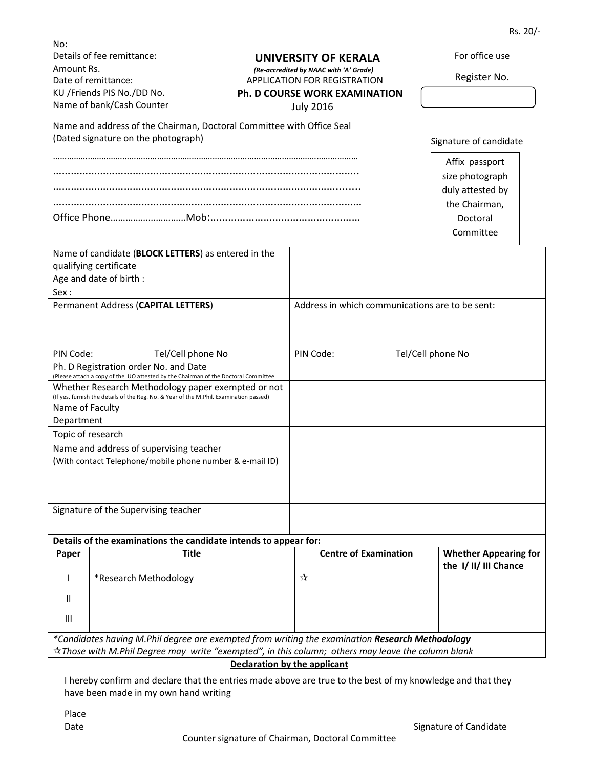Rs. 20/-

No:
Details of fee remittance:
Amount Rs.
Date of remittance:
KU /Friends PIS No./DD No.
Name of bank/Cash Counter

# UNIVERSITY OF KERALA

***(Re-accredited by NAAC with 'A' Grade)***

APPLICATION FOR REGISTRATION

**Ph. D COURSE WORK EXAMINATION**

July 2016

For office use

Register No.

Name and address of the Chairman, Doctoral Committee with Office Seal
(Dated signature on the photograph)

…………………………………………………………………………………………………………
…………………………………………………………………………………………
…………………………………………………………………………………………
…………………………………………………………………………………………
Office Phone…………………………Mob:…………………………………………

Signature of candidate

Affix passport size photograph duly attested by the Chairman, Doctoral Committee

| Name of candidate (**BLOCK LETTERS**) as entered in the qualifying certificate | |
|---|---|
| Age and date of birth : | |
| Sex : | |
| Permanent Address (**CAPITAL LETTERS**)<br><br>PIN Code: Tel/Cell phone No | Address in which communications are to be sent:<br><br>PIN Code: Tel/Cell phone No |
| Ph. D Registration order No. and Date<br>(Please attach a copy of the UO attested by the Chairman of the Doctoral Committee | |
| Whether Research Methodology paper exempted or not<br>(If yes, furnish the details of the Reg. No. & Year of the M.Phil. Examination passed) | |
| Name of Faculty | |
| Department | |
| Topic of research | |
| Name and address of supervising teacher<br>(With contact Telephone/mobile phone number & e-mail ID) | |
| Signature of the Supervising teacher | |

**Details of the examinations the candidate intends to appear for:**

| Paper | Title | Centre of Examination | Whether Appearing for the I/ II/ III Chance |
|---|---|---|---|
| I | *Research Methodology | ☆ | |
| II | | | |
| III | | | |

*Candidates having M.Phil degree are exempted from writing the examination **Research Methodology***
*☆Those with M.Phil Degree may write "exempted", in this column; others may leave the column blank*

**Declaration by the applicant**

I hereby confirm and declare that the entries made above are true to the best of my knowledge and that they have been made in my own hand writing

Place

Date

Signature of Candidate

Counter signature of Chairman, Doctoral Committee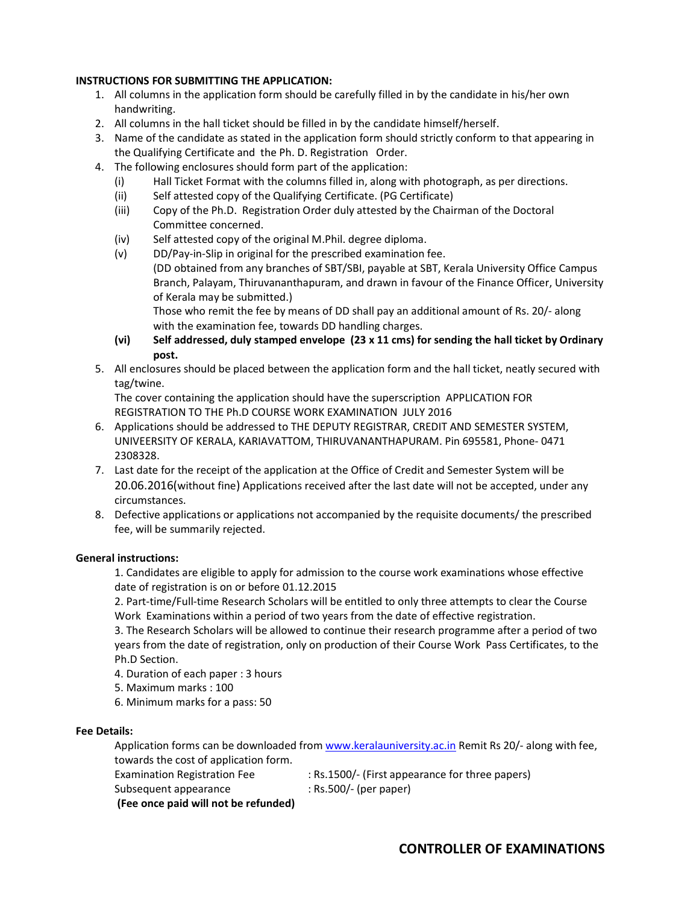**INSTRUCTIONS FOR SUBMITTING THE APPLICATION:**

1. All columns in the application form should be carefully filled in by the candidate in his/her own handwriting.
2. All columns in the hall ticket should be filled in by the candidate himself/herself.
3. Name of the candidate as stated in the application form should strictly conform to that appearing in the Qualifying Certificate and the Ph. D. Registration Order.
4. The following enclosures should form part of the application:
   - (i) Hall Ticket Format with the columns filled in, along with photograph, as per directions.
   - (ii) Self attested copy of the Qualifying Certificate. (PG Certificate)
   - (iii) Copy of the Ph.D. Registration Order duly attested by the Chairman of the Doctoral Committee concerned.
   - (iv) Self attested copy of the original M.Phil. degree diploma.
   - (v) DD/Pay-in-Slip in original for the prescribed examination fee.
     (DD obtained from any branches of SBT/SBI, payable at SBT, Kerala University Office Campus Branch, Palayam, Thiruvananthapuram, and drawn in favour of the Finance Officer, University of Kerala may be submitted.)
     Those who remit the fee by means of DD shall pay an additional amount of Rs. 20/- along with the examination fee, towards DD handling charges.
   - **(vi) Self addressed, duly stamped envelope (23 x 11 cms) for sending the hall ticket by Ordinary post.**
5. All enclosures should be placed between the application form and the hall ticket, neatly secured with tag/twine.
   The cover containing the application should have the superscription APPLICATION FOR REGISTRATION TO THE Ph.D COURSE WORK EXAMINATION JULY 2016
6. Applications should be addressed to THE DEPUTY REGISTRAR, CREDIT AND SEMESTER SYSTEM, UNIVEERSITY OF KERALA, KARIAVATTOM, THIRUVANANTHAPURAM. Pin 695581, Phone- 0471 2308328.
7. Last date for the receipt of the application at the Office of Credit and Semester System will be 20.06.2016(without fine) Applications received after the last date will not be accepted, under any circumstances.
8. Defective applications or applications not accompanied by the requisite documents/ the prescribed fee, will be summarily rejected.

**General instructions:**

1. Candidates are eligible to apply for admission to the course work examinations whose effective date of registration is on or before 01.12.2015
2. Part-time/Full-time Research Scholars will be entitled to only three attempts to clear the Course Work Examinations within a period of two years from the date of effective registration.
3. The Research Scholars will be allowed to continue their research programme after a period of two years from the date of registration, only on production of their Course Work Pass Certificates, to the Ph.D Section.
4. Duration of each paper : 3 hours
5. Maximum marks : 100
6. Minimum marks for a pass: 50

**Fee Details:**

Application forms can be downloaded from www.keralauniversity.ac.in Remit Rs 20/- along with fee, towards the cost of application form.

Examination Registration Fee : Rs.1500/- (First appearance for three papers)

Subsequent appearance : Rs.500/- (per paper)

**(Fee once paid will not be refunded)**

**CONTROLLER OF EXAMINATIONS**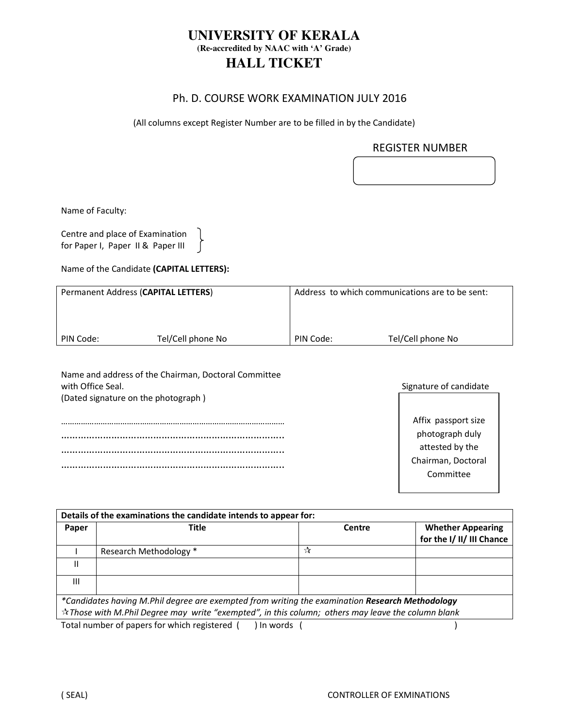# UNIVERSITY OF KERALA

**(Re-accredited by NAAC with 'A' Grade)**

## HALL TICKET

Ph. D. COURSE WORK EXAMINATION JULY 2016

(All columns except Register Number are to be filled in by the Candidate)

REGISTER NUMBER

Name of Faculty:

Centre and place of Examination for Paper I, Paper II & Paper III

Name of the Candidate **(CAPITAL LETTERS):**

| Permanent Address (**CAPITAL LETTERS**) | Address to which communications are to be sent: |
|---|---|
| PIN Code: Tel/Cell phone No | PIN Code: Tel/Cell phone No |

Name and address of the Chairman, Doctoral Committee with Office Seal.
(Dated signature on the photograph )

………………………………………………………………………………………
………………………………………………………………………
………………………………………………………………………
………………………………………………………………………

Signature of candidate

Affix passport size photograph duly attested by the Chairman, Doctoral Committee

| Details of the examinations the candidate intends to appear for: | | | |
|---|---|---|---|
| **Paper** | **Title** | **Centre** | **Whether Appearing for the I/ II/ III Chance** |
| I | Research Methodology * | ✰ | |
| II | | | |
| III | | | |

*\*Candidates having M.Phil degree are exempted from writing the examination **Research Methodology***
*✰Those with M.Phil Degree may write "exempted", in this column; others may leave the column blank*

Total number of papers for which registered ( ) In words ( )

( SEAL) CONTROLLER OF EXMINATIONS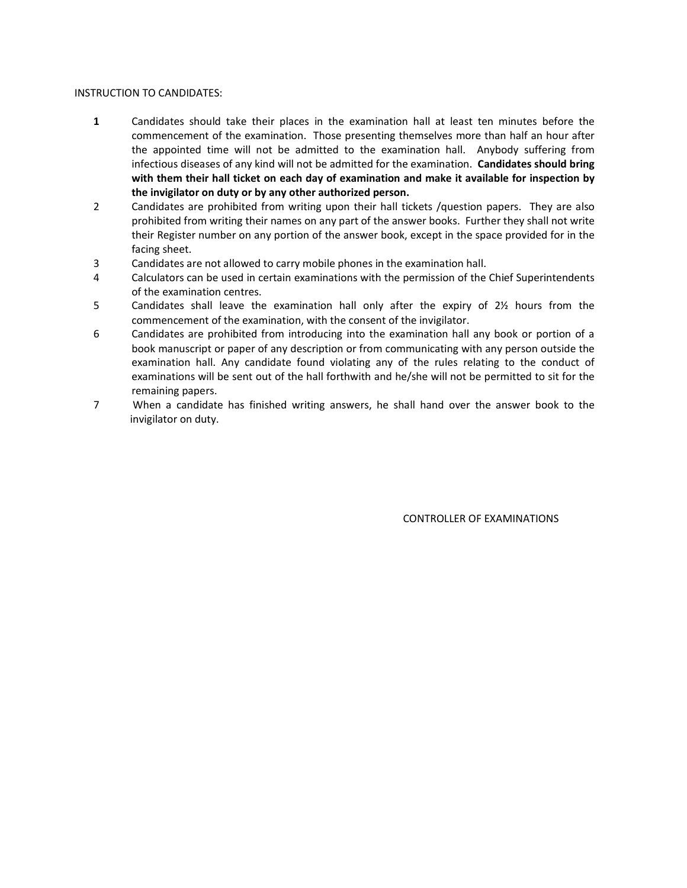INSTRUCTION TO CANDIDATES:

1. Candidates should take their places in the examination hall at least ten minutes before the commencement of the examination. Those presenting themselves more than half an hour after the appointed time will not be admitted to the examination hall. Anybody suffering from infectious diseases of any kind will not be admitted for the examination. **Candidates should bring with them their hall ticket on each day of examination and make it available for inspection by the invigilator on duty or by any other authorized person.**
2. Candidates are prohibited from writing upon their hall tickets /question papers. They are also prohibited from writing their names on any part of the answer books. Further they shall not write their Register number on any portion of the answer book, except in the space provided for in the facing sheet.
3. Candidates are not allowed to carry mobile phones in the examination hall.
4. Calculators can be used in certain examinations with the permission of the Chief Superintendents of the examination centres.
5. Candidates shall leave the examination hall only after the expiry of 2½ hours from the commencement of the examination, with the consent of the invigilator.
6. Candidates are prohibited from introducing into the examination hall any book or portion of a book manuscript or paper of any description or from communicating with any person outside the examination hall. Any candidate found violating any of the rules relating to the conduct of examinations will be sent out of the hall forthwith and he/she will not be permitted to sit for the remaining papers.
7. When a candidate has finished writing answers, he shall hand over the answer book to the invigilator on duty.

CONTROLLER OF EXAMINATIONS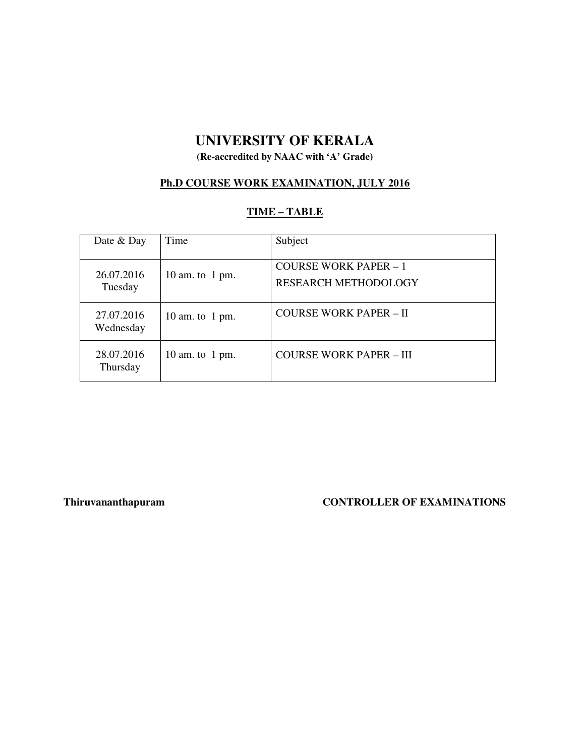# UNIVERSITY OF KERALA

**(Re-accredited by NAAC with 'A' Grade)**

## Ph.D COURSE WORK EXAMINATION, JULY 2016

### TIME – TABLE

| Date & Day | Time | Subject |
|---|---|---|
| 26.07.2016 Tuesday | 10 am. to 1 pm. | COURSE WORK PAPER – 1 RESEARCH METHODOLOGY |
| 27.07.2016 Wednesday | 10 am. to 1 pm. | COURSE WORK PAPER – II |
| 28.07.2016 Thursday | 10 am. to 1 pm. | COURSE WORK PAPER – III |

**Thiruvananthapuram** **CONTROLLER OF EXAMINATIONS**